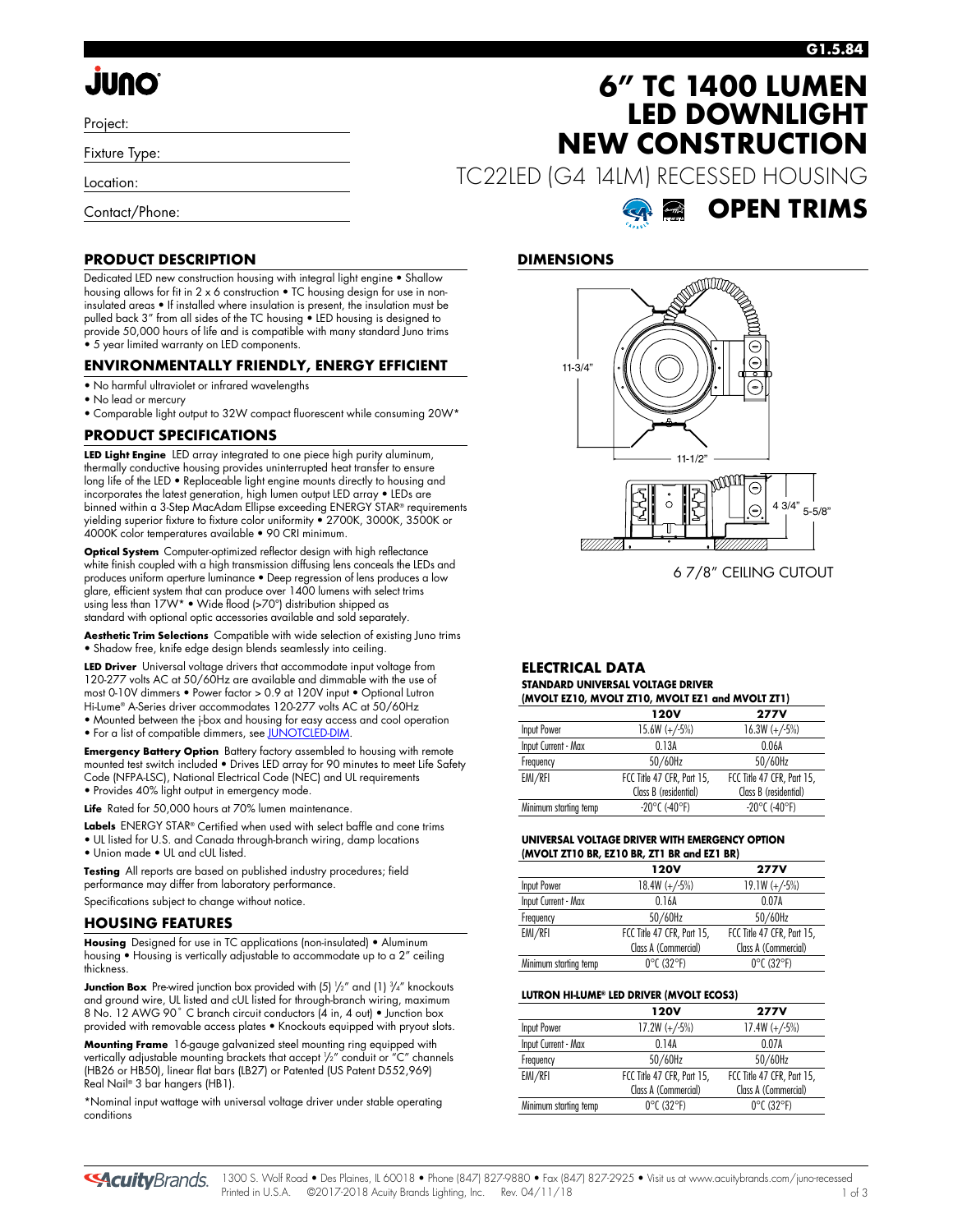# JUNO

Project:

Fixture Type:

Location:

Contact/Phone:

# 6" TC 1400 LUMEN LED DOWNLIGHT NEW CONSTRUCTION

TC22LED (G4 14LM) RECESSED HOUSING

## OPEN TRIMS

## PRODUCT DESCRIPTION

Dedicated LED new construction housing with integral light engine • Shallow housing allows for fit in 2 x 6 construction • TC housing design for use in non-insulated areas • If installed where insulation is present, the insulation must be pulled back 3" from all sides of the TC housing • LED housing is designed to provide 50,000 hours of life and is compatible with many standard Juno trims • 5 year limited warranty on LED components.

## ENVIRONMENTALLY FRIENDLY, ENERGY EFFICIENT

- No harmful ultraviolet or infrared wavelengths
- No lead or mercury
- Comparable light output to 32W compact fluorescent while consuming 20W*

## PRODUCT SPECIFICATIONS

**LED Light Engine** LED array integrated to one piece high purity aluminum, thermally conductive housing provides uninterrupted heat transfer to ensure long life of the LED • Replaceable light engine mounts directly to housing and incorporates the latest generation, high lumen output LED array • LEDs are binned within a 3-Step MacAdam Ellipse exceeding ENERGY STAR® requirements yielding superior fixture to fixture color uniformity • 2700K, 3000K, 3500K or 4000K color temperatures available • 90 CRI minimum.

**Optical System** Computer-optimized reflector design with high reflectance white finish coupled with a high transmission diffusing lens conceals the LEDs and produces uniform aperture luminance • Deep regression of lens produces a low glare, efficient system that can produce over 1400 lumens with select trims using less than 17W* • Wide flood (>70°) distribution shipped as standard with optional optic accessories available and sold separately.

**Aesthetic Trim Selections** Compatible with wide selection of existing Juno trims • Shadow free, knife edge design blends seamlessly into ceiling.

**LED Driver** Universal voltage drivers that accommodate input voltage from 120-277 volts AC at 50/60Hz are available and dimmable with the use of most 0-10V dimmers • Power factor > 0.9 at 120V input • Optional Lutron Hi-Lume® A-Series driver accommodates 120-277 volts AC at 50/60Hz
- Mounted between the j-box and housing for easy access and cool operation
- For a list of compatible dimmers, see JUNOTCLED-DIM.

**Emergency Battery Option** Battery factory assembled to housing with remote mounted test switch included • Drives LED array for 90 minutes to meet Life Safety Code (NFPA-LSC), National Electrical Code (NEC) and UL requirements
- Provides 40% light output in emergency mode.

**Life** Rated for 50,000 hours at 70% lumen maintenance.

**Labels** ENERGY STAR® Certified when used with select baffle and cone trims
- UL listed for U.S. and Canada through-branch wiring, damp locations
- Union made • UL and cUL listed.

**Testing** All reports are based on published industry procedures; field performance may differ from laboratory performance.

Specifications subject to change without notice.

## HOUSING FEATURES

**Housing** Designed for use in TC applications (non-insulated) • Aluminum housing • Housing is vertically adjustable to accommodate up to a 2" ceiling thickness.

**Junction Box** Pre-wired junction box provided with (5) ½" and (1) ¾" knockouts and ground wire, UL listed and cUL listed for through-branch wiring, maximum 8 No. 12 AWG 90° C branch circuit conductors (4 in, 4 out) • Junction box provided with removable access plates • Knockouts equipped with pryout slots.

**Mounting Frame** 16-gauge galvanized steel mounting ring equipped with vertically adjustable mounting brackets that accept ½" conduit or "C" channels (HB26 or HB50), linear flat bars (LB27) or Patented (US Patent D552,969) Real Nail® 3 bar hangers (HB1).

*Nominal input wattage with universal voltage driver under stable operating conditions

## DIMENSIONS

11-3/4"

11-1/2"

4 3/4"  5-5/8"

6 7/8" CEILING CUTOUT

## ELECTRICAL DATA

**STANDARD UNIVERSAL VOLTAGE DRIVER (MVOLT EZ10, MVOLT ZT10, MVOLT EZ1 and MVOLT ZT1)**

| | 120V | 277V |
|---|---|---|
| Input Power | 15.6W (+/-5%) | 16.3W (+/-5%) |
| Input Current - Max | 0.13A | 0.06A |
| Frequency | 50/60Hz | 50/60Hz |
| EMI/RFI | FCC Title 47 CFR, Part 15, Class B (residential) | FCC Title 47 CFR, Part 15, Class B (residential) |
| Minimum starting temp | -20°C (-40°F) | -20°C (-40°F) |

**UNIVERSAL VOLTAGE DRIVER WITH EMERGENCY OPTION (MVOLT ZT10 BR, EZ10 BR, ZT1 BR and EZ1 BR)**

| | 120V | 277V |
|---|---|---|
| Input Power | 18.4W (+/-5%) | 19.1W (+/-5%) |
| Input Current - Max | 0.16A | 0.07A |
| Frequency | 50/60Hz | 50/60Hz |
| EMI/RFI | FCC Title 47 CFR, Part 15, Class A (Commercial) | FCC Title 47 CFR, Part 15, Class A (Commercial) |
| Minimum starting temp | 0°C (32°F) | 0°C (32°F) |

**LUTRON HI-LUME® LED DRIVER (MVOLT ECOS3)**

| | 120V | 277V |
|---|---|---|
| Input Power | 17.2W (+/-5%) | 17.4W (+/-5%) |
| Input Current - Max | 0.14A | 0.07A |
| Frequency | 50/60Hz | 50/60Hz |
| EMI/RFI | FCC Title 47 CFR, Part 15, Class A (Commercial) | FCC Title 47 CFR, Part 15, Class A (Commercial) |
| Minimum starting temp | 0°C (32°F) | 0°C (32°F) |

AcuityBrands. 1300 S. Wolf Road • Des Plaines, IL 60018 • Phone (847) 827-9880 • Fax (847) 827-2925 • Visit us at www.acuitybrands.com/juno-recessed
Printed in U.S.A. ©2017-2018 Acuity Brands Lighting, Inc. Rev. 04/11/18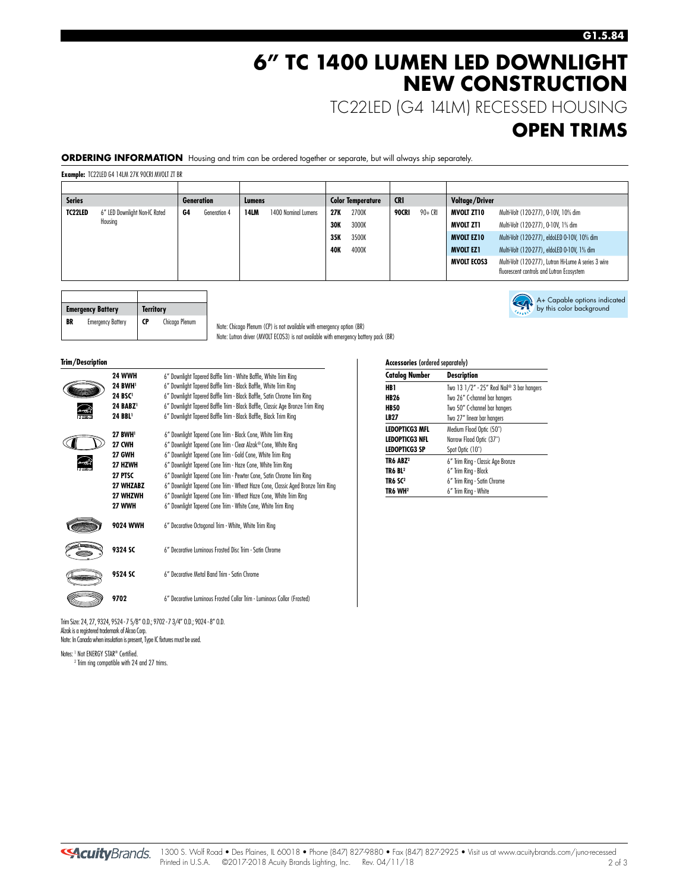# 6" TC 1400 LUMEN LED DOWNLIGHT NEW CONSTRUCTION

## TC22LED (G4 14LM) RECESSED HOUSING

## OPEN TRIMS

**ORDERING INFORMATION** Housing and trim can be ordered together or separate, but will always ship separately.

**Example:** TC22LED G4 14LM 27K 90CRI MVOLT ZT BR

| Series | | Generation | | Lumens | | Color Temperature | | CRI | | Voltage/Driver | |
|---|---|---|---|---|---|---|---|---|---|---|---|
| **TC22LED** | 6" LED Downlight Non-IC Rated Housing | **G4** | Generation 4 | **14LM** | 1400 Nominal Lumens | **27K** | 2700K | **90CRI** | 90+ CRI | **MVOLT ZT10** | Multi-Volt (120-277), 0-10V, 10% dim |
| | | | | | | **30K** | 3000K | | | **MVOLT ZT1** | Multi-Volt (120-277), 0-10V, 1% dim |
| | | | | | | **35K** | 3500K | | | **MVOLT EZ10** | Multi-Volt (120-277), eldoLED 0-10V, 10% dim |
| | | | | | | **40K** | 4000K | | | **MVOLT EZ1** | Multi-Volt (120-277), eldoLED 0-10V, 1% dim |
| | | | | | | | | | | **MVOLT ECOS3** | Multi-Volt (120-277), Lutron Hi-Lume A series 3 wire fluorescent controls and Lutron Ecosystem |

| Emergency Battery | | Territory | |
|---|---|---|---|
| **BR** | Emergency Battery | **CP** | Chicago Plenum |

Note: Chicago Plenum (CP) is not available with emergency option (BR)
Note: Lutron driver (MVOLT ECOS3) is not available with emergency battery pack (BR)

A+ Capable options indicated by this color background

**Trim/Description**

| Trim | Description |
|---|---|
| **24 WWH** | 6" Downlight Tapered Baffle Trim - White Baffle, White Trim Ring |
| **24 BWH**[1] | 6" Downlight Tapered Baffle Trim - Black Baffle, White Trim Ring |
| **24 BSC**[1] | 6" Downlight Tapered Baffle Trim - Black Baffle, Satin Chrome Trim Ring |
| **24 BABZ**[1] | 6" Downlight Tapered Baffle Trim - Black Baffle, Classic Age Bronze Trim Ring |
| **24 BBL**[1] | 6" Downlight Tapered Baffle Trim - Black Baffle, Black Trim Ring |
| **27 BWH**[1] | 6" Downlight Tapered Cone Trim - Black Cone, White Trim Ring |
| **27 CWH** | 6" Downlight Tapered Cone Trim - Clear Alzak® Cone, White Ring |
| **27 GWH** | 6" Downlight Tapered Cone Trim - Gold Cone, White Trim Ring |
| **27 HZWH** | 6" Downlight Tapered Cone Trim - Haze Cone, White Trim Ring |
| **27 PTSC** | 6" Downlight Tapered Cone Trim - Pewter Cone, Satin Chrome Trim Ring |
| **27 WHZABZ** | 6" Downlight Tapered Cone Trim - Wheat Haze Cone, Classic Aged Bronze Trim Ring |
| **27 WHZWH** | 6" Downlight Tapered Cone Trim - Wheat Haze Cone, White Trim Ring |
| **27 WWH** | 6" Downlight Tapered Cone Trim - White Cone, White Trim Ring |
| **9024 WWH** | 6" Decorative Octogonal Trim - White, White Trim Ring |
| **9324 SC** | 6" Decorative Luminous Frosted Disc Trim - Satin Chrome |
| **9524 SC** | 6" Decorative Metal Band Trim - Satin Chrome |
| **9702** | 6" Decorative Luminous Frosted Collar Trim - Luminous Collar (Frosted) |

**Accessories** (ordered separately)

| Catalog Number | Description |
|---|---|
| **HB1** | Two 13 1/2" - 25" Real Nail® 3 bar hangers |
| **HB26** | Two 26" C-channel bar hangers |
| **HB50** | Two 50" C-channel bar hangers |
| **LB27** | Two 27" linear bar hangers |
| **LEDOPTICG3 MFL** | Medium Flood Optic (50°) |
| **LEDOPTICG3 NFL** | Narrow Flood Optic (37°) |
| **LEDOPTICG3 SP** | Spot Optic (10°) |
| **TR6 ABZ**[2] | 6" Trim Ring - Classic Age Bronze |
| **TR6 BL**[2] | 6" Trim Ring - Black |
| **TR6 SC**[2] | 6" Trim Ring - Satin Chrome |
| **TR6 WH**[2] | 6" Trim Ring - White |

Trim Size: 24, 27, 9324, 9524 - 7 5/8" O.D.; 9702 - 7 3/4" O.D.; 9024 - 8" O.D.
Alzak is a registered trademark of Alcoa Corp.
Note: In Canada when insulation is present, Type IC fixtures must be used.

Notes: [1] Not ENERGY STAR® Certified.
[2] Trim ring compatible with 24 and 27 trims.

1300 S. Wolf Road • Des Plaines, IL 60018 • Phone (847) 827-9880 • Fax (847) 827-2925 • Visit us at www.acuitybrands.com/juno-recessed
Printed in U.S.A. ©2017-2018 Acuity Brands Lighting, Inc. Rev. 04/11/18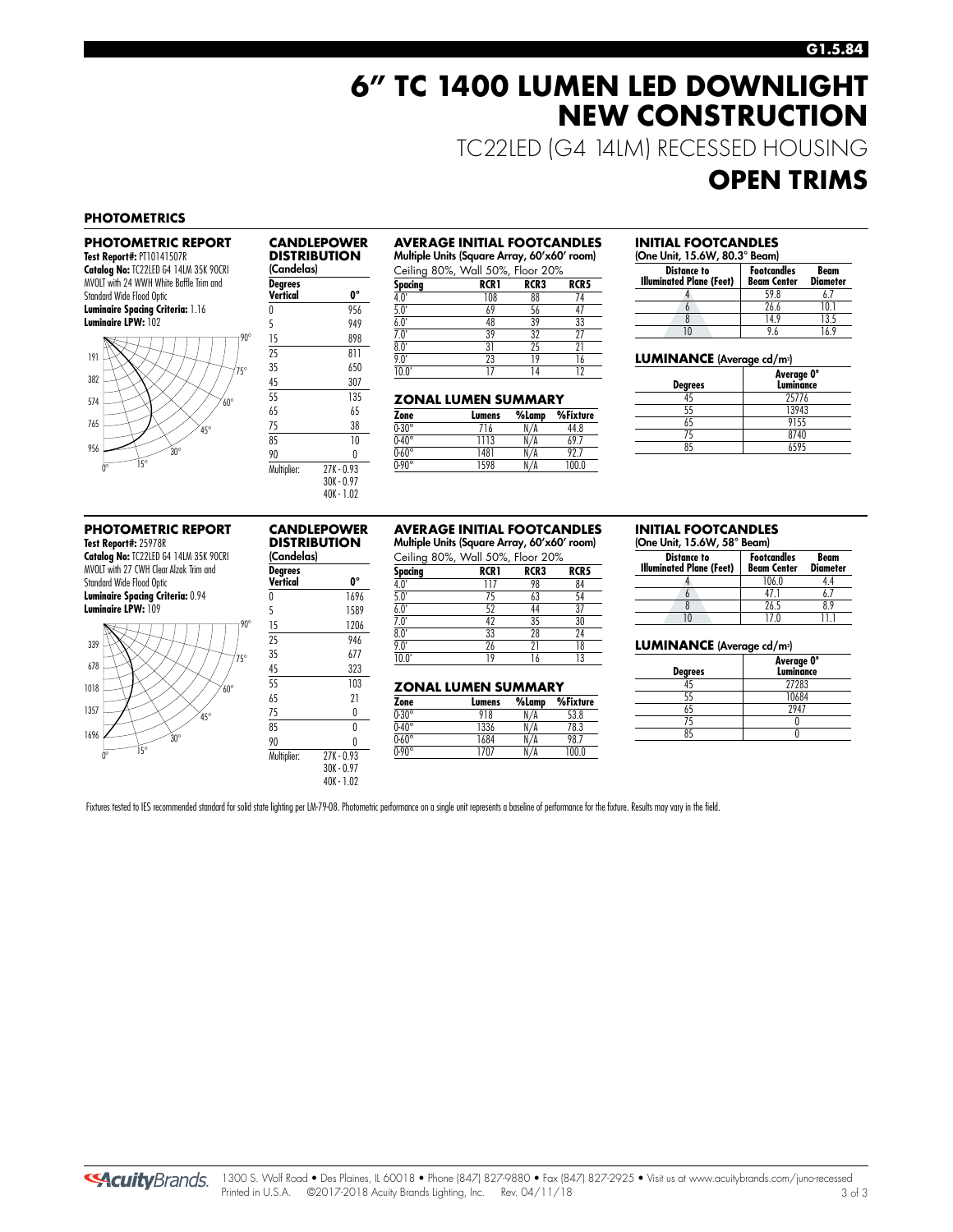# 6" TC 1400 LUMEN LED DOWNLIGHT NEW CONSTRUCTION

TC22LED (G4 14LM) RECESSED HOUSING

## OPEN TRIMS

### PHOTOMETRICS

#### PHOTOMETRIC REPORT

**Test Report#:** PT10141507R
**Catalog No:** TC22LED G4 14LM 35K 90CRI MVOLT with 24 WWH White Baffle Trim and Standard Wide Flood Optic
**Luminaire Spacing Criteria:** 1.16
**Luminaire LPW:** 102

191
382
574
765
956
0°
15°
30°
45°
60°
75°
90°

#### CANDLEPOWER DISTRIBUTION (Candelas)

| Degrees Vertical | 0° |
|---|---|
| 0 | 956 |
| 5 | 949 |
| 15 | 898 |
| 25 | 811 |
| 35 | 650 |
| 45 | 307 |
| 55 | 135 |
| 65 | 65 |
| 75 | 38 |
| 85 | 10 |
| 90 | 0 |
| Multiplier: | 27K - 0.93<br>30K - 0.97<br>40K - 1.02 |

#### AVERAGE INITIAL FOOTCANDLES

Multiple Units (Square Array, 60'x60' room)
Ceiling 80%, Wall 50%, Floor 20%

| Spacing | RCR1 | RCR3 | RCR5 |
|---|---|---|---|
| 4.0' | 108 | 88 | 74 |
| 5.0' | 69 | 56 | 47 |
| 6.0' | 48 | 39 | 33 |
| 7.0' | 39 | 32 | 27 |
| 8.0' | 31 | 25 | 21 |
| 9.0' | 23 | 19 | 16 |
| 10.0' | 17 | 14 | 12 |

#### ZONAL LUMEN SUMMARY

| Zone | Lumens | %Lamp | %Fixture |
|---|---|---|---|
| 0-30° | 716 | N/A | 44.8 |
| 0-40° | 1113 | N/A | 69.7 |
| 0-60° | 1481 | N/A | 92.7 |
| 0-90° | 1598 | N/A | 100.0 |

#### INITIAL FOOTCANDLES

(One Unit, 15.6W, 80.3° Beam)

| Distance to Illuminated Plane (Feet) | Footcandles Beam Center | Beam Diameter |
|---|---|---|
| 4 | 59.8 | 6.7 |
| 6 | 26.6 | 10.1 |
| 8 | 14.9 | 13.5 |
| 10 | 9.6 | 16.9 |

#### LUMINANCE (Average cd/m²)

| Degrees | Average 0° Luminance |
|---|---|
| 45 | 25776 |
| 55 | 13943 |
| 65 | 9155 |
| 75 | 8740 |
| 85 | 6595 |

#### PHOTOMETRIC REPORT

**Test Report#:** 25978R
**Catalog No:** TC22LED G4 14LM 35K 90CRI MVOLT with 27 CWH Clear Alzak Trim and Standard Wide Flood Optic
**Luminaire Spacing Criteria:** 0.94
**Luminaire LPW:** 109

339
678
1018
1357
1696
0°
15°
30°
45°
60°
75°
90°

#### CANDLEPOWER DISTRIBUTION (Candelas)

| Degrees Vertical | 0° |
|---|---|
| 0 | 1696 |
| 5 | 1589 |
| 15 | 1206 |
| 25 | 946 |
| 35 | 677 |
| 45 | 323 |
| 55 | 103 |
| 65 | 21 |
| 75 | 0 |
| 85 | 0 |
| 90 | 0 |
| Multiplier: | 27K - 0.93<br>30K - 0.97<br>40K - 1.02 |

#### AVERAGE INITIAL FOOTCANDLES

Multiple Units (Square Array, 60'x60' room)
Ceiling 80%, Wall 50%, Floor 20%

| Spacing | RCR1 | RCR3 | RCR5 |
|---|---|---|---|
| 4.0' | 117 | 98 | 84 |
| 5.0' | 75 | 63 | 54 |
| 6.0' | 52 | 44 | 37 |
| 7.0' | 42 | 35 | 30 |
| 8.0' | 33 | 28 | 24 |
| 9.0' | 26 | 21 | 18 |
| 10.0' | 19 | 16 | 13 |

#### ZONAL LUMEN SUMMARY

| Zone | Lumens | %Lamp | %Fixture |
|---|---|---|---|
| 0-30° | 918 | N/A | 53.8 |
| 0-40° | 1336 | N/A | 78.3 |
| 0-60° | 1684 | N/A | 98.7 |
| 0-90° | 1707 | N/A | 100.0 |

#### INITIAL FOOTCANDLES

(One Unit, 15.6W, 58° Beam)

| Distance to Illuminated Plane (Feet) | Footcandles Beam Center | Beam Diameter |
|---|---|---|
| 4 | 106.0 | 4.4 |
| 6 | 47.1 | 6.7 |
| 8 | 26.5 | 8.9 |
| 10 | 17.0 | 11.1 |

#### LUMINANCE (Average cd/m²)

| Degrees | Average 0° Luminance |
|---|---|
| 45 | 27283 |
| 55 | 10684 |
| 65 | 2947 |
| 75 | 0 |
| 85 | 0 |

Fixtures tested to IES recommended standard for solid state lighting per LM-79-08. Photometric performance on a single unit represents a baseline of performance for the fixture. Results may vary in the field.

AcuityBrands. 1300 S. Wolf Road • Des Plaines, IL 60018 • Phone (847) 827-9880 • Fax (847) 827-2925 • Visit us at www.acuitybrands.com/juno-recessed
Printed in U.S.A. ©2017-2018 Acuity Brands Lighting, Inc. Rev. 04/11/18